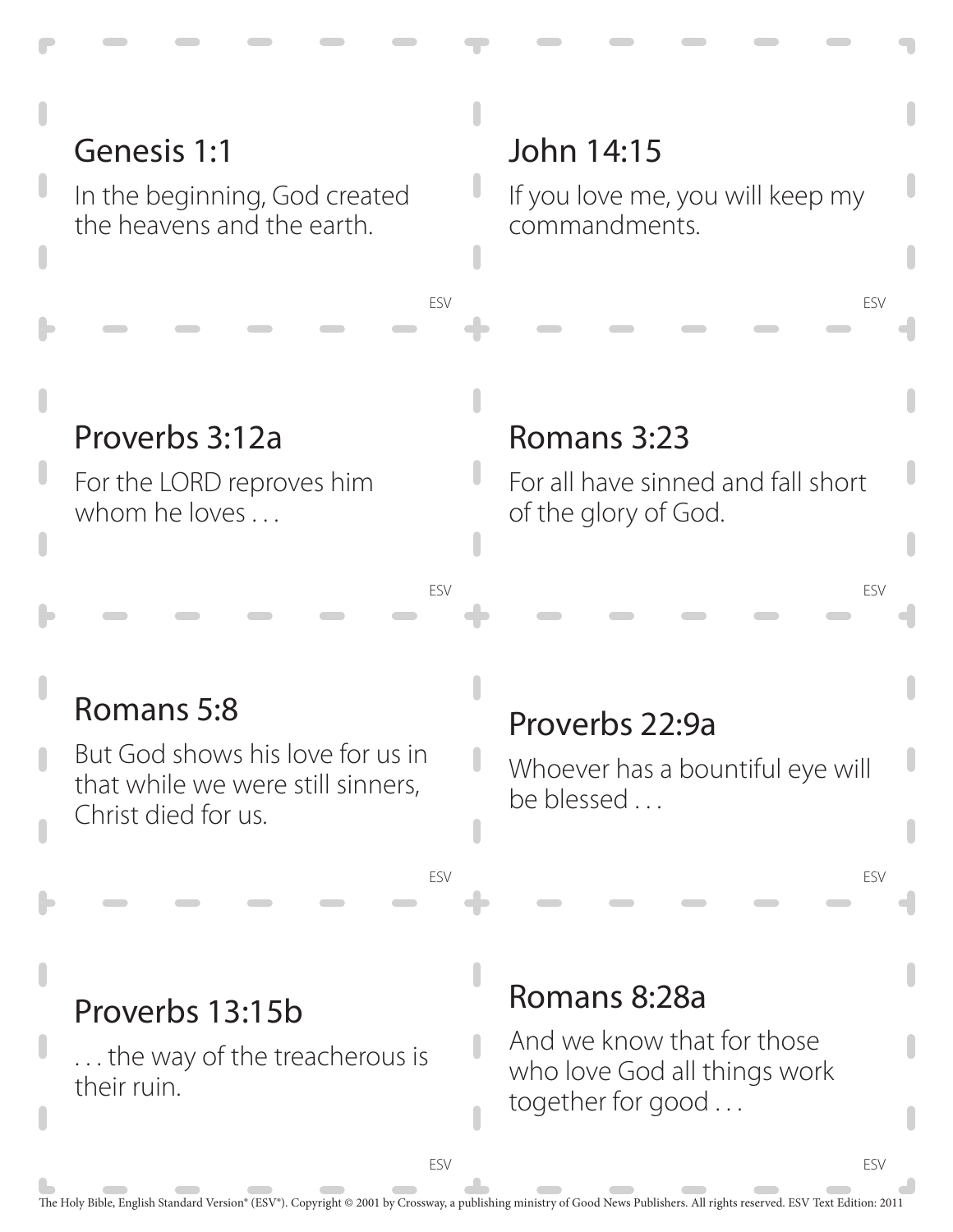## Genesis 1:1

In the beginning, God created the heavens and the earth.

ESV

## John 14:15

If you love me, you will keep my commandments.

ESV

## Proverbs 3:12a

For the LORD reproves him whom he loves . . .

ESV

## Romans 3:23

For all have sinned and fall short of the glory of God.

ESV

## Romans 5:8

But God shows his love for us in that while we were still sinners, Christ died for us.

ESV

## Proverbs 22:9a

Whoever has a bountiful eye will be blessed . . .

ESV

## Proverbs 13:15b

. . . the way of the treacherous is their ruin.

ESV

## Romans 8:28a

And we know that for those who love God all things work together for good . . .

ESV

The Holy Bible, English Standard Version® (ESV®). Copyright © 2001 by Crossway, a publishing ministry of Good News Publishers. All rights reserved. ESV Text Edition: 2011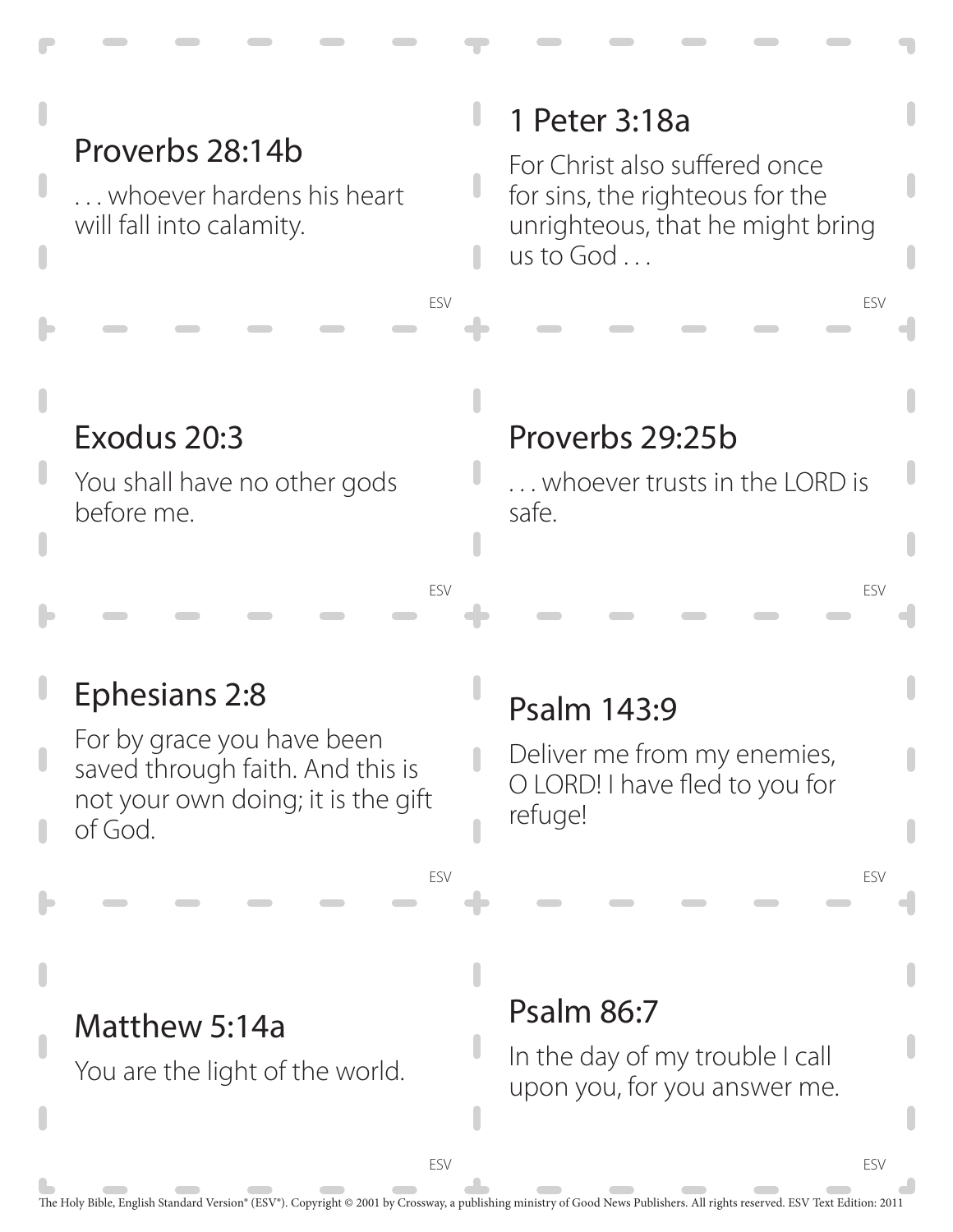## Proverbs 28:14b

. . . whoever hardens his heart will fall into calamity.

ESV

## 1 Peter 3:18a

For Christ also suffered once for sins, the righteous for the unrighteous, that he might bring us to God . . .

ESV

## Exodus 20:3

You shall have no other gods before me.

ESV

## Proverbs 29:25b

. . . whoever trusts in the LORD is safe.

ESV

## Ephesians 2:8

For by grace you have been saved through faith. And this is not your own doing; it is the gift of God.

ESV

## Psalm 143:9

Deliver me from my enemies, O LORD! I have fled to you for refuge!

ESV

## Matthew 5:14a

You are the light of the world.

ESV

## Psalm 86:7

In the day of my trouble I call upon you, for you answer me.

ESV

The Holy Bible, English Standard Version® (ESV®). Copyright © 2001 by Crossway, a publishing ministry of Good News Publishers. All rights reserved. ESV Text Edition: 2011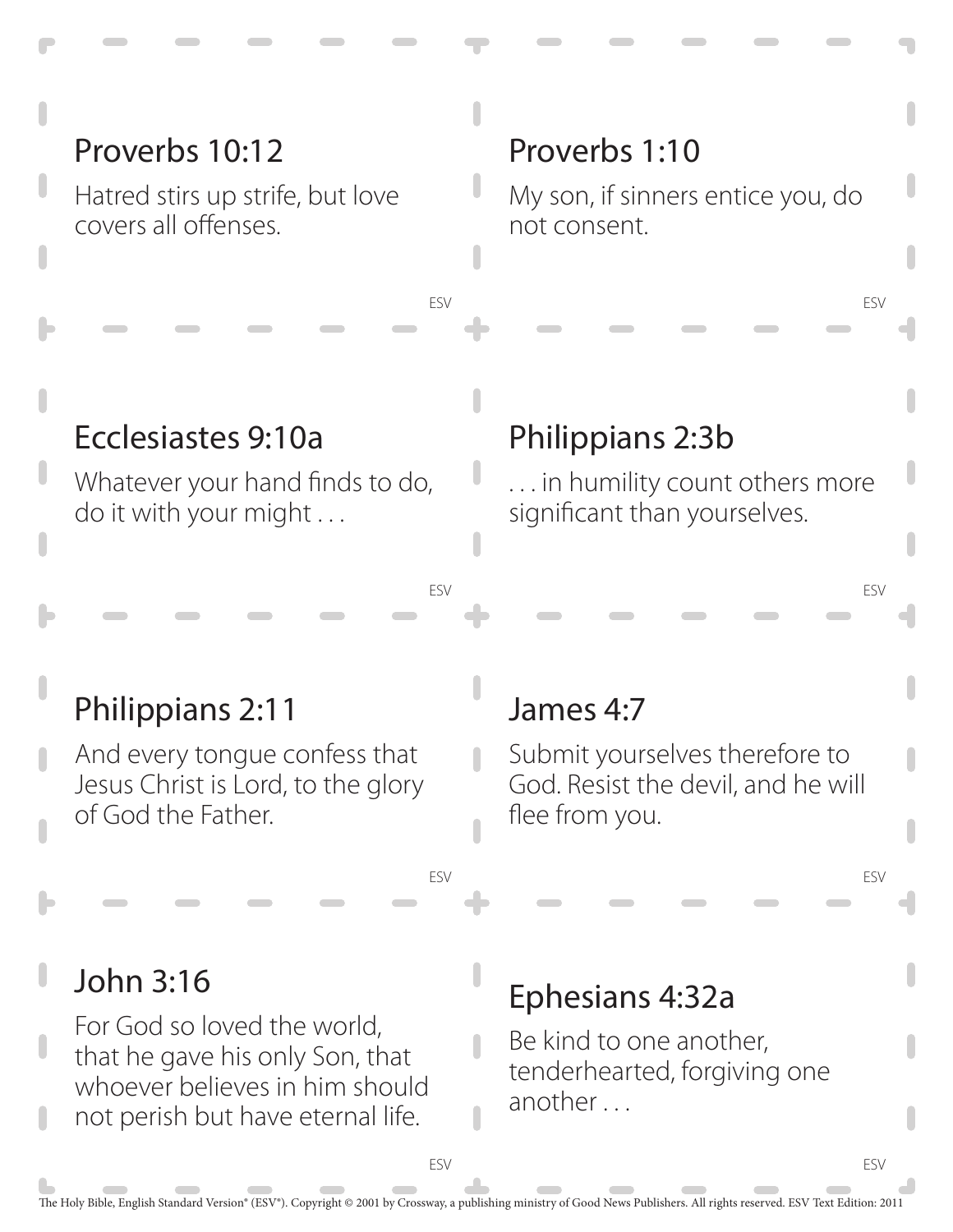## Proverbs 10:12

Hatred stirs up strife, but love covers all offenses.

ESV

## Proverbs 1:10

My son, if sinners entice you, do not consent.

ESV

## Ecclesiastes 9:10a

Whatever your hand finds to do, do it with your might . . .

ESV

## Philippians 2:3b

. . . in humility count others more significant than yourselves.

ESV

## Philippians 2:11

And every tongue confess that Jesus Christ is Lord, to the glory of God the Father.

ESV

## James 4:7

Submit yourselves therefore to God. Resist the devil, and he will flee from you.

ESV

## John 3:16

For God so loved the world, that he gave his only Son, that whoever believes in him should not perish but have eternal life.

ESV

## Ephesians 4:32a

Be kind to one another, tenderhearted, forgiving one another . . .

ESV

The Holy Bible, English Standard Version® (ESV®). Copyright © 2001 by Crossway, a publishing ministry of Good News Publishers. All rights reserved. ESV Text Edition: 2011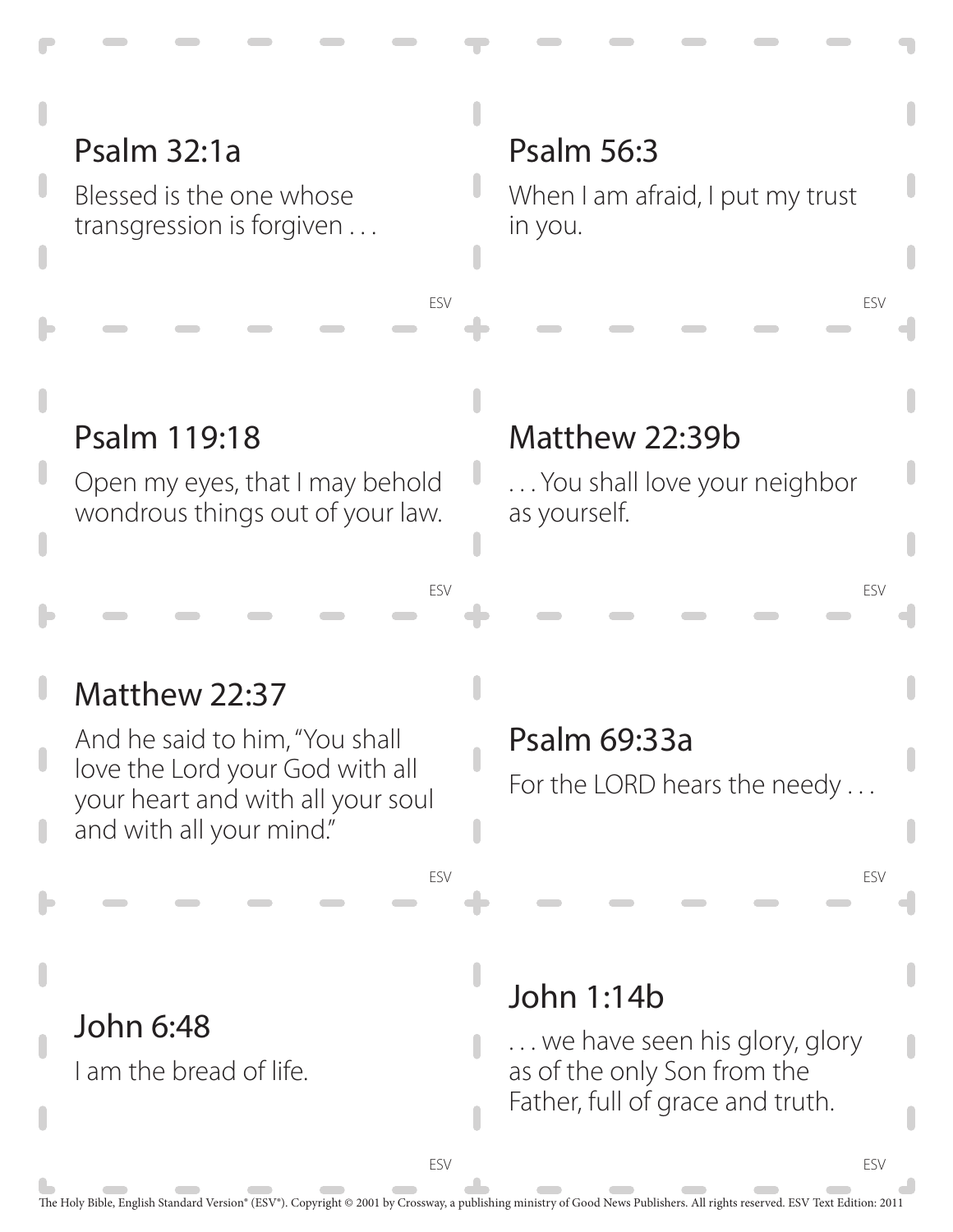## Psalm 32:1a

Blessed is the one whose transgression is forgiven . . .

ESV

## Psalm 56:3

When I am afraid, I put my trust in you.

ESV

## Psalm 119:18

Open my eyes, that I may behold wondrous things out of your law.

ESV

## Matthew 22:39b

. . . You shall love your neighbor as yourself.

ESV

## Matthew 22:37

And he said to him, "You shall love the Lord your God with all your heart and with all your soul and with all your mind."

ESV

## Psalm 69:33a

For the LORD hears the needy . . .

ESV

## John 6:48

I am the bread of life.

ESV

## John 1:14b

. . . we have seen his glory, glory as of the only Son from the Father, full of grace and truth.

ESV

The Holy Bible, English Standard Version® (ESV®). Copyright © 2001 by Crossway, a publishing ministry of Good News Publishers. All rights reserved. ESV Text Edition: 2011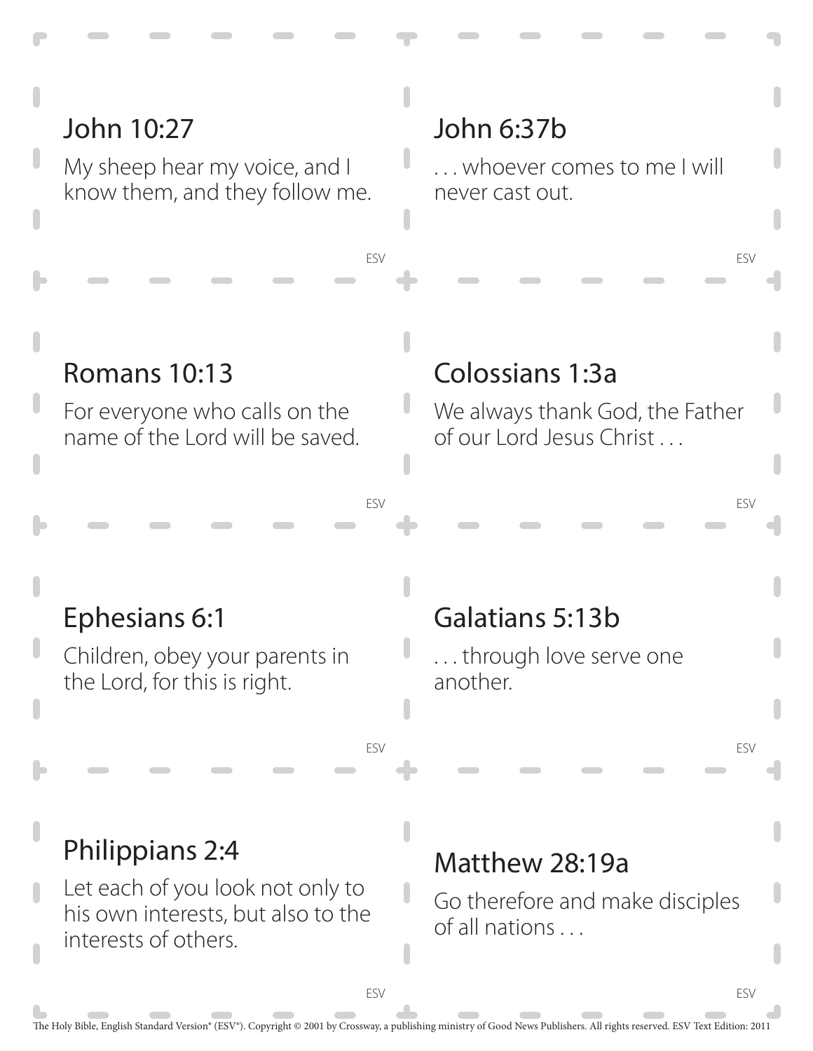## John 10:27

My sheep hear my voice, and I know them, and they follow me.

ESV

## John 6:37b

. . . whoever comes to me I will never cast out.

ESV

## Romans 10:13

For everyone who calls on the name of the Lord will be saved.

ESV

## Colossians 1:3a

We always thank God, the Father of our Lord Jesus Christ . . .

ESV

## Ephesians 6:1

Children, obey your parents in the Lord, for this is right.

ESV

## Galatians 5:13b

. . . through love serve one another.

ESV

## Philippians 2:4

Let each of you look not only to his own interests, but also to the interests of others.

ESV

## Matthew 28:19a

Go therefore and make disciples of all nations . . .

ESV

The Holy Bible, English Standard Version® (ESV®). Copyright © 2001 by Crossway, a publishing ministry of Good News Publishers. All rights reserved. ESV Text Edition: 2011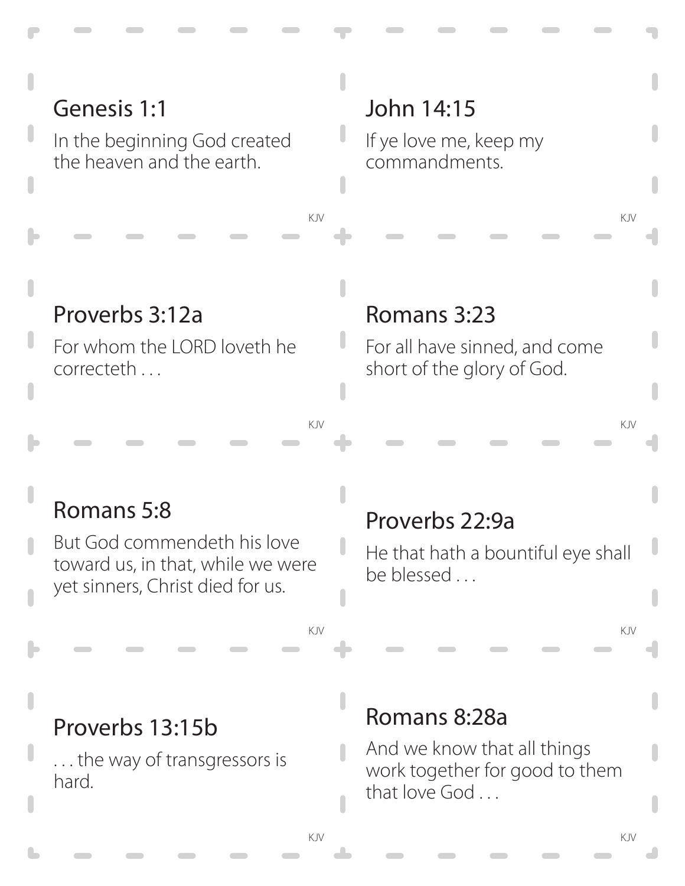## Genesis 1:1

In the beginning God created the heaven and the earth.

KJV

## John 14:15

If ye love me, keep my commandments.

KJV

## Proverbs 3:12a

For whom the LORD loveth he correcteth . . .

KJV

## Romans 3:23

For all have sinned, and come short of the glory of God.

KJV

## Romans 5:8

But God commendeth his love toward us, in that, while we were yet sinners, Christ died for us.

KJV

## Proverbs 22:9a

He that hath a bountiful eye shall be blessed . . .

KJV

## Proverbs 13:15b

. . . the way of transgressors is hard.

KJV

## Romans 8:28a

And we know that all things work together for good to them that love God . . .

KJV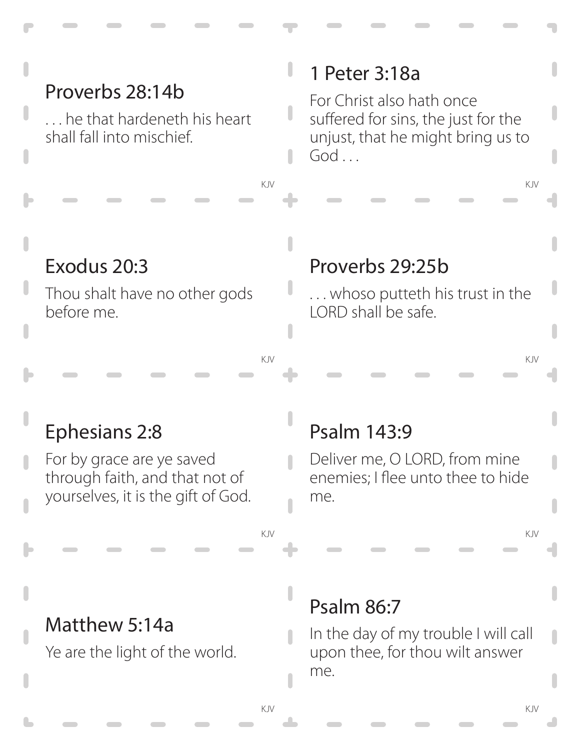## Proverbs 28:14b

. . . he that hardeneth his heart shall fall into mischief.

KJV

## 1 Peter 3:18a

For Christ also hath once suffered for sins, the just for the unjust, that he might bring us to God . . .

KJV

## Exodus 20:3

Thou shalt have no other gods before me.

KJV

## Proverbs 29:25b

. . . whoso putteth his trust in the LORD shall be safe.

KJV

## Ephesians 2:8

For by grace are ye saved through faith, and that not of yourselves, it is the gift of God.

KJV

## Psalm 143:9

Deliver me, O LORD, from mine enemies; I flee unto thee to hide me.

KJV

## Matthew 5:14a

Ye are the light of the world.

KJV

## Psalm 86:7

In the day of my trouble I will call upon thee, for thou wilt answer me.

KJV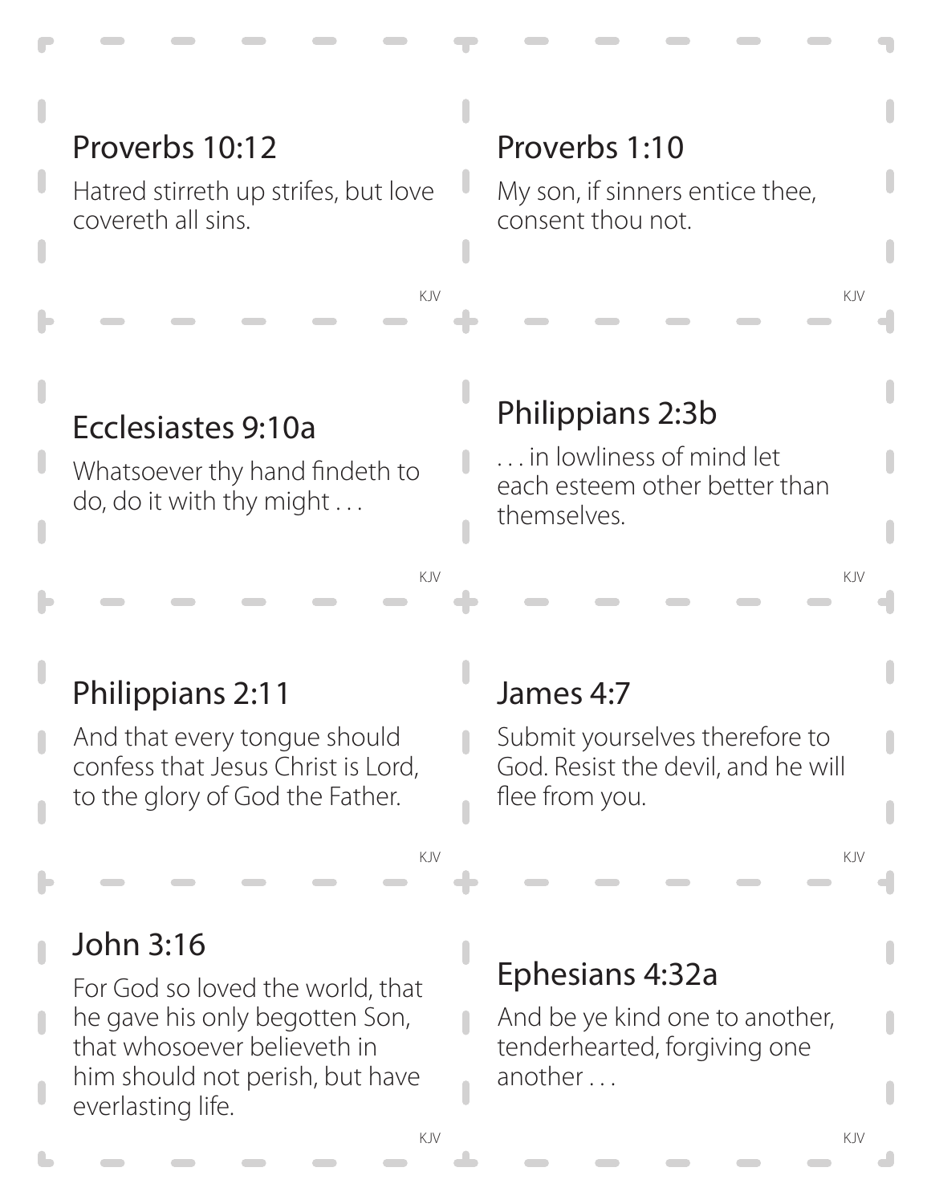## Proverbs 10:12

Hatred stirreth up strifes, but love covereth all sins.

KJV

## Proverbs 1:10

My son, if sinners entice thee, consent thou not.

KJV

## Ecclesiastes 9:10a

Whatsoever thy hand findeth to do, do it with thy might . . .

KJV

## Philippians 2:3b

. . . in lowliness of mind let each esteem other better than themselves.

KJV

## Philippians 2:11

And that every tongue should confess that Jesus Christ is Lord, to the glory of God the Father.

KJV

## James 4:7

Submit yourselves therefore to God. Resist the devil, and he will flee from you.

KJV

## John 3:16

For God so loved the world, that he gave his only begotten Son, that whosoever believeth in him should not perish, but have everlasting life.

KJV

## Ephesians 4:32a

And be ye kind one to another, tenderhearted, forgiving one another . . .

KJV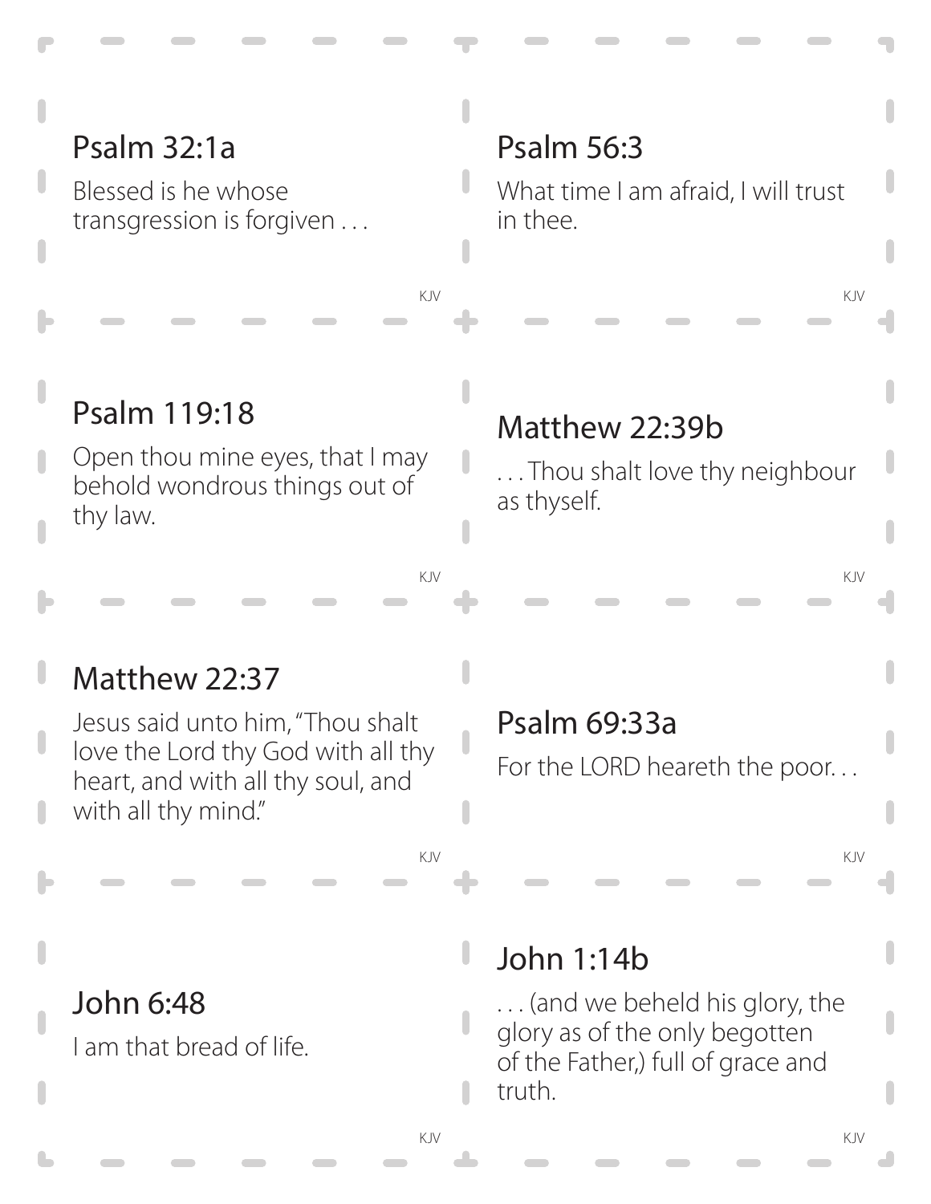## Psalm 32:1a

Blessed is he whose transgression is forgiven . . .

KJV

## Psalm 56:3

What time I am afraid, I will trust in thee.

KJV

## Psalm 119:18

Open thou mine eyes, that I may behold wondrous things out of thy law.

KJV

## Matthew 22:39b

. . . Thou shalt love thy neighbour as thyself.

KJV

## Matthew 22:37

Jesus said unto him, "Thou shalt love the Lord thy God with all thy heart, and with all thy soul, and with all thy mind."

KJV

## Psalm 69:33a

For the LORD heareth the poor. . .

KJV

## John 6:48

I am that bread of life.

KJV

## John 1:14b

. . . (and we beheld his glory, the glory as of the only begotten of the Father,) full of grace and truth.

KJV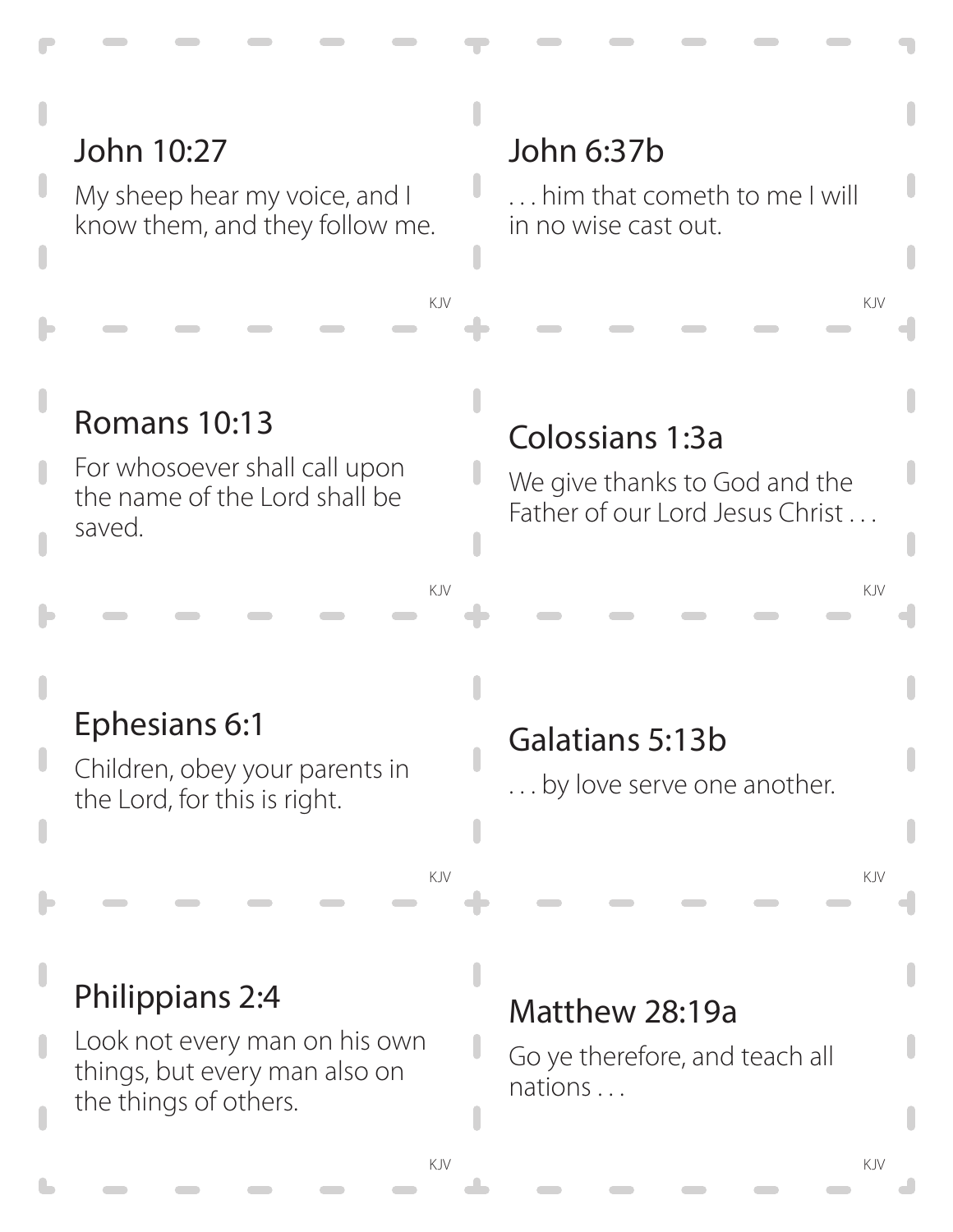## John 10:27

My sheep hear my voice, and I know them, and they follow me.

KJV

## John 6:37b

. . . him that cometh to me I will in no wise cast out.

KJV

## Romans 10:13

For whosoever shall call upon the name of the Lord shall be saved.

KJV

## Colossians 1:3a

We give thanks to God and the Father of our Lord Jesus Christ . . .

KJV

## Ephesians 6:1

Children, obey your parents in the Lord, for this is right.

KJV

## Galatians 5:13b

. . . by love serve one another.

KJV

## Philippians 2:4

Look not every man on his own things, but every man also on the things of others.

KJV

## Matthew 28:19a

Go ye therefore, and teach all nations . . .

KJV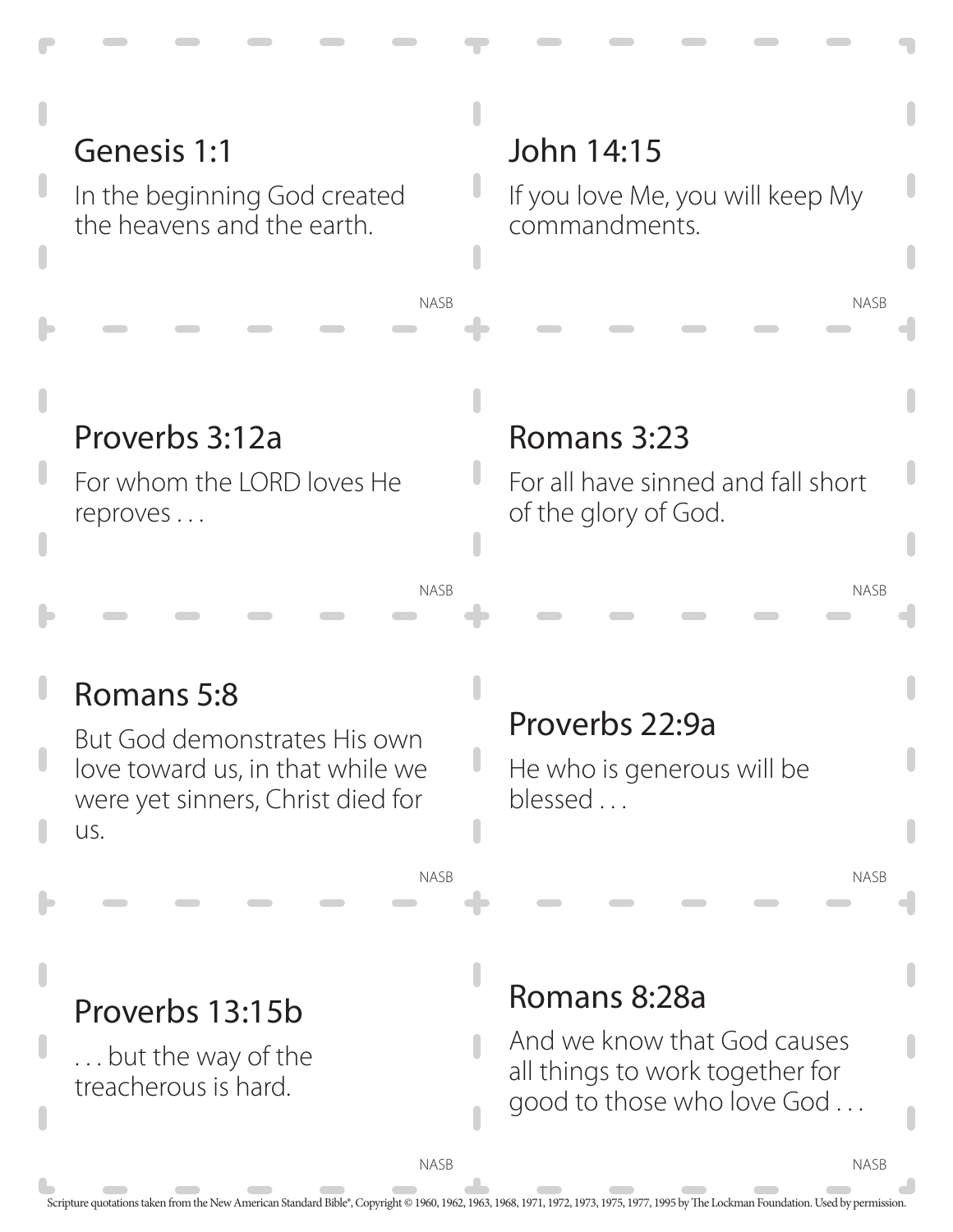## Genesis 1:1

In the beginning God created the heavens and the earth.

NASB

## John 14:15

If you love Me, you will keep My commandments.

NASB

## Proverbs 3:12a

For whom the LORD loves He reproves . . .

NASB

## Romans 3:23

For all have sinned and fall short of the glory of God.

NASB

## Romans 5:8

But God demonstrates His own love toward us, in that while we were yet sinners, Christ died for us.

NASB

## Proverbs 22:9a

He who is generous will be blessed . . .

NASB

## Proverbs 13:15b

. . . but the way of the treacherous is hard.

NASB

## Romans 8:28a

And we know that God causes all things to work together for good to those who love God . . .

NASB

Scripture quotations taken from the New American Standard Bible®, Copyright © 1960, 1962, 1963, 1968, 1971, 1972, 1973, 1975, 1977, 1995 by The Lockman Foundation. Used by permission.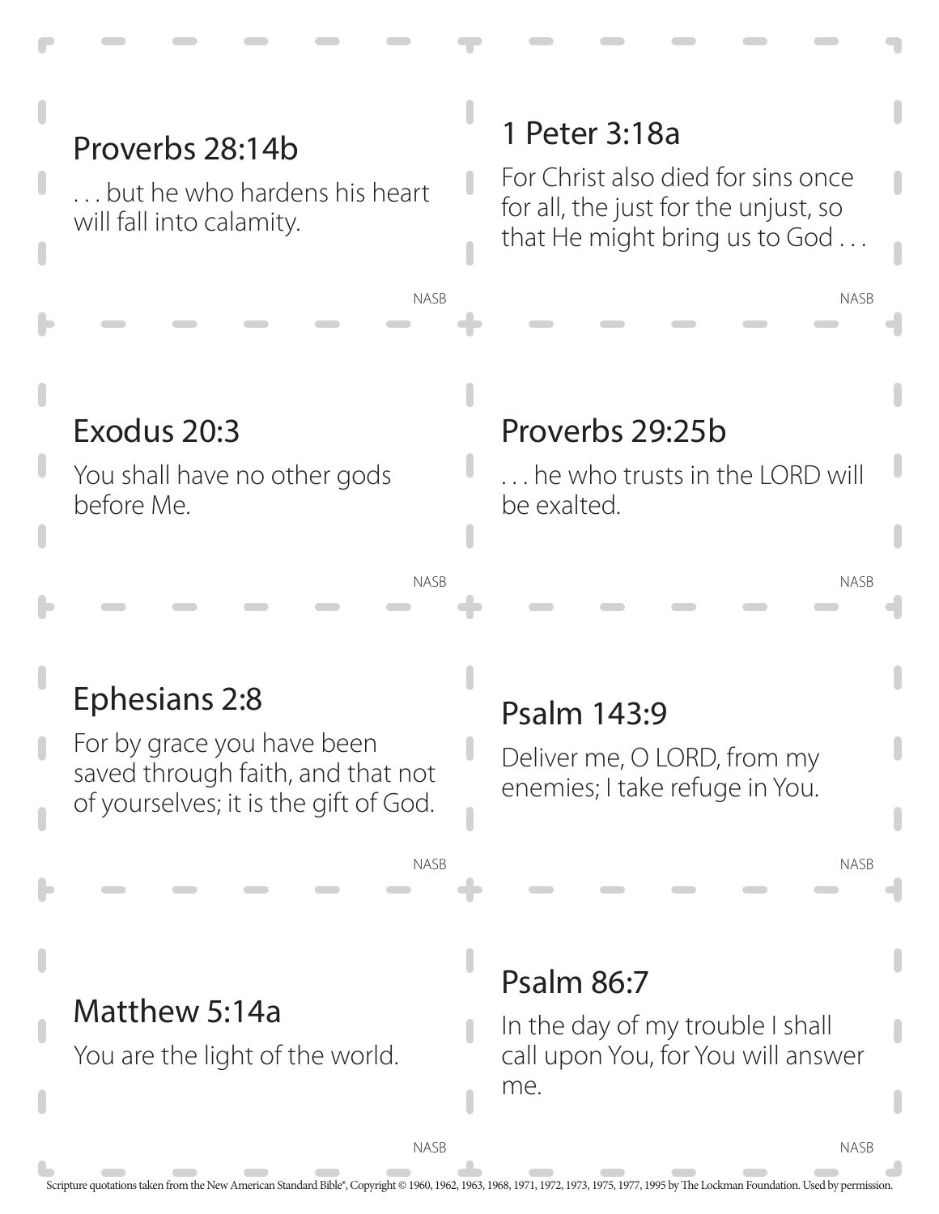## Proverbs 28:14b

. . . but he who hardens his heart will fall into calamity.

NASB

## 1 Peter 3:18a

For Christ also died for sins once for all, the just for the unjust, so that He might bring us to God . . .

NASB

## Exodus 20:3

You shall have no other gods before Me.

NASB

## Proverbs 29:25b

. . . he who trusts in the LORD will be exalted.

NASB

## Ephesians 2:8

For by grace you have been saved through faith, and that not of yourselves; it is the gift of God.

NASB

## Psalm 143:9

Deliver me, O LORD, from my enemies; I take refuge in You.

NASB

## Matthew 5:14a

You are the light of the world.

NASB

## Psalm 86:7

In the day of my trouble I shall call upon You, for You will answer me.

NASB

Scripture quotations taken from the New American Standard Bible®, Copyright © 1960, 1962, 1963, 1968, 1971, 1972, 1973, 1975, 1977, 1995 by The Lockman Foundation. Used by permission.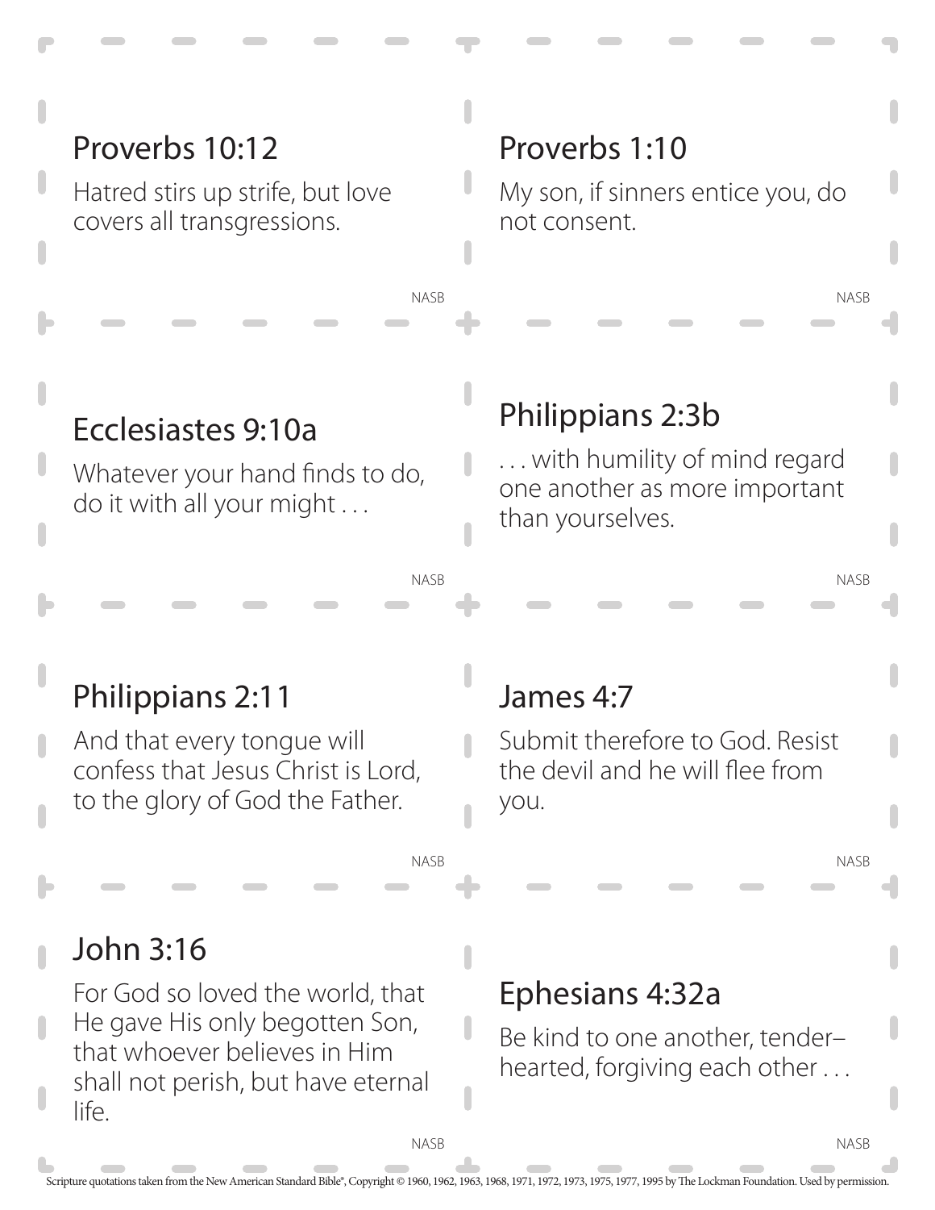## Proverbs 10:12

Hatred stirs up strife, but love covers all transgressions.

NASB

## Proverbs 1:10

My son, if sinners entice you, do not consent.

NASB

## Ecclesiastes 9:10a

Whatever your hand finds to do, do it with all your might . . .

NASB

## Philippians 2:3b

. . . with humility of mind regard one another as more important than yourselves.

NASB

## Philippians 2:11

And that every tongue will confess that Jesus Christ is Lord, to the glory of God the Father.

NASB

## James 4:7

Submit therefore to God. Resist the devil and he will flee from you.

NASB

## John 3:16

For God so loved the world, that He gave His only begotten Son, that whoever believes in Him shall not perish, but have eternal life.

NASB

## Ephesians 4:32a

Be kind to one another, tender–hearted, forgiving each other . . .

NASB

Scripture quotations taken from the New American Standard Bible®, Copyright © 1960, 1962, 1963, 1968, 1971, 1972, 1973, 1975, 1977, 1995 by The Lockman Foundation. Used by permission.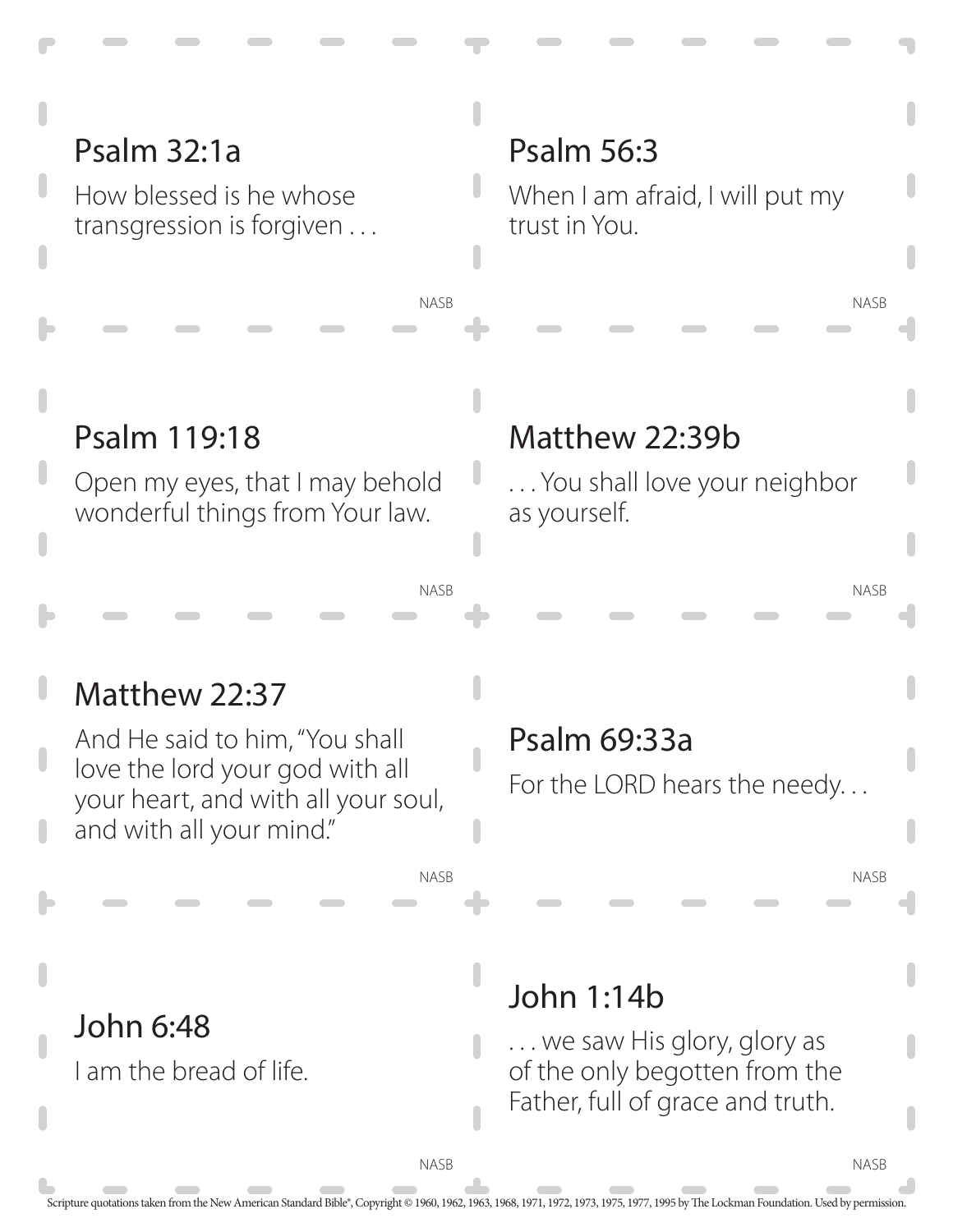## Psalm 32:1a

How blessed is he whose transgression is forgiven . . .

NASB

## Psalm 56:3

When I am afraid, I will put my trust in You.

NASB

## Psalm 119:18

Open my eyes, that I may behold wonderful things from Your law.

NASB

## Matthew 22:39b

. . . You shall love your neighbor as yourself.

NASB

## Matthew 22:37

And He said to him, "You shall love the lord your god with all your heart, and with all your soul, and with all your mind."

NASB

## Psalm 69:33a

For the LORD hears the needy. . .

NASB

## John 6:48

I am the bread of life.

NASB

## John 1:14b

. . . we saw His glory, glory as of the only begotten from the Father, full of grace and truth.

NASB

Scripture quotations taken from the New American Standard Bible®, Copyright © 1960, 1962, 1963, 1968, 1971, 1972, 1973, 1975, 1977, 1995 by The Lockman Foundation. Used by permission.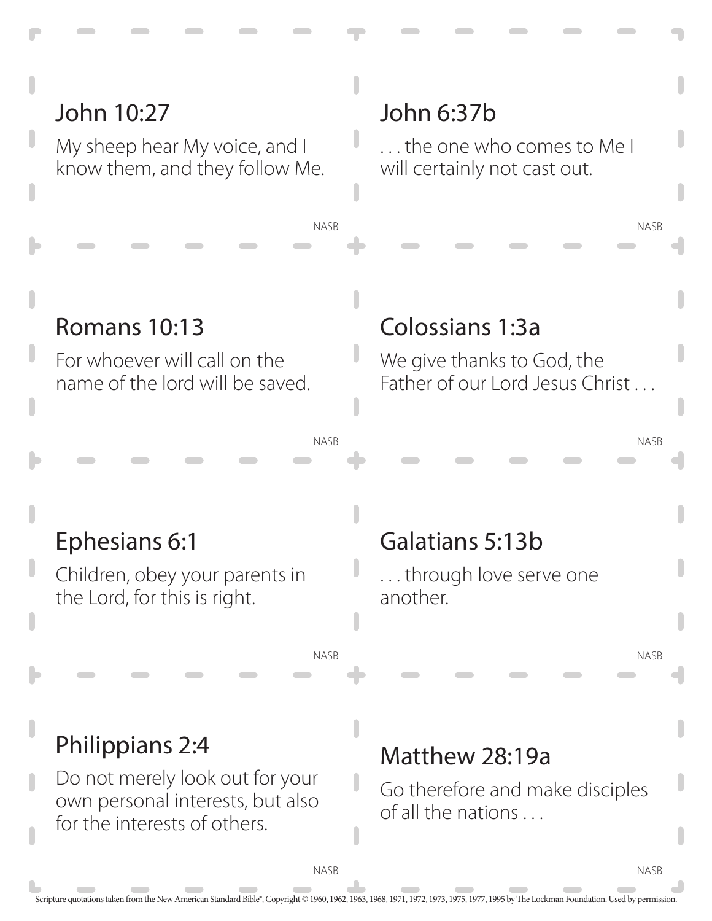## John 10:27

My sheep hear My voice, and I know them, and they follow Me.

NASB

## John 6:37b

. . . the one who comes to Me I will certainly not cast out.

NASB

## Romans 10:13

For whoever will call on the name of the lord will be saved.

NASB

## Colossians 1:3a

We give thanks to God, the Father of our Lord Jesus Christ . . .

NASB

## Ephesians 6:1

Children, obey your parents in the Lord, for this is right.

NASB

## Galatians 5:13b

. . . through love serve one another.

NASB

## Philippians 2:4

Do not merely look out for your own personal interests, but also for the interests of others.

NASB

## Matthew 28:19a

Go therefore and make disciples of all the nations . . .

NASB

Scripture quotations taken from the New American Standard Bible®, Copyright © 1960, 1962, 1963, 1968, 1971, 1972, 1973, 1975, 1977, 1995 by The Lockman Foundation. Used by permission.